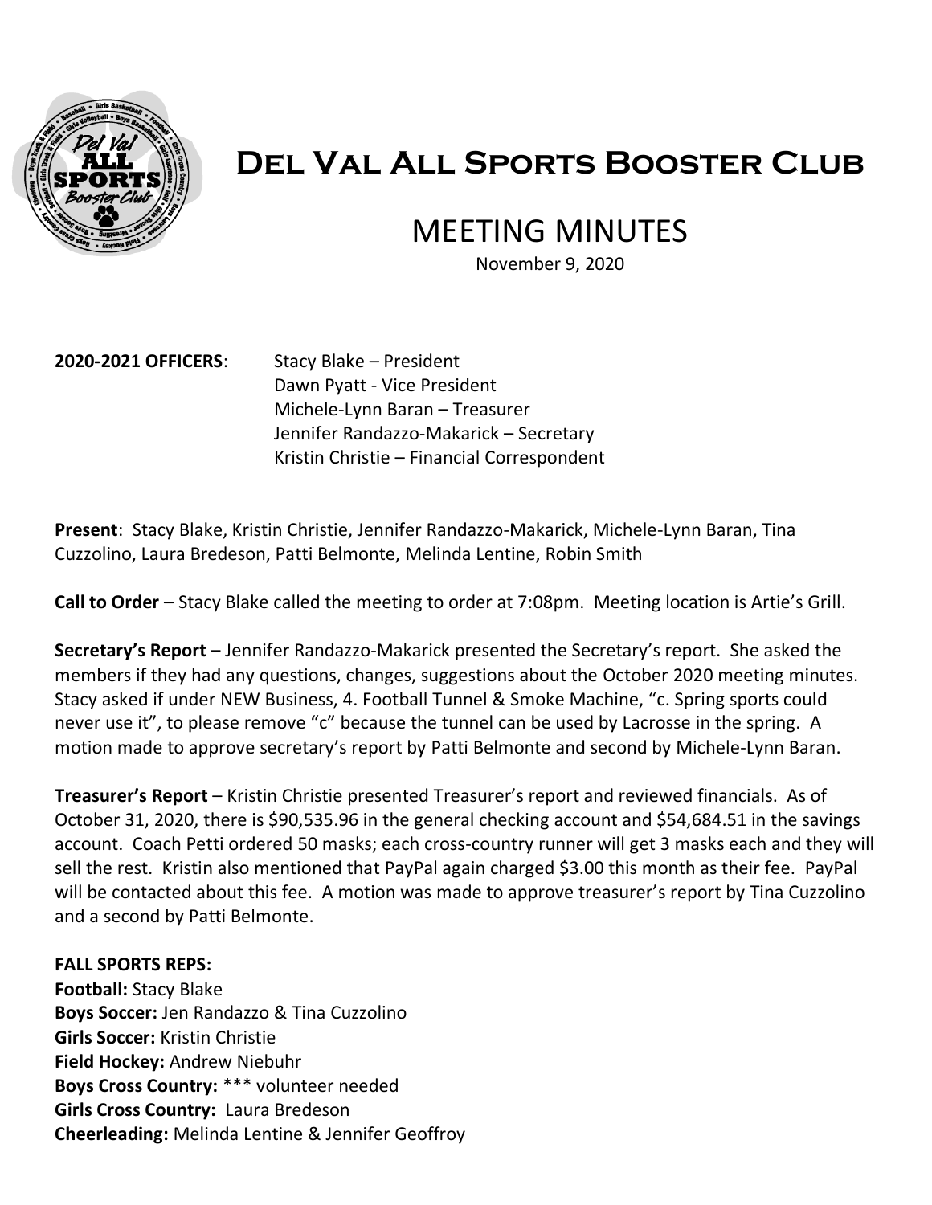# Del Val All Sports Booster Club

## MEETING MINUTES

November 9, 2020

**2020-2021 OFFICERS**: Stacy Blake – President
Dawn Pyatt - Vice President
Michele-Lynn Baran – Treasurer
Jennifer Randazzo-Makarick – Secretary
Kristin Christie – Financial Correspondent

**Present**: Stacy Blake, Kristin Christie, Jennifer Randazzo-Makarick, Michele-Lynn Baran, Tina Cuzzolino, Laura Bredeson, Patti Belmonte, Melinda Lentine, Robin Smith

**Call to Order** – Stacy Blake called the meeting to order at 7:08pm. Meeting location is Artie's Grill.

**Secretary's Report** – Jennifer Randazzo-Makarick presented the Secretary's report. She asked the members if they had any questions, changes, suggestions about the October 2020 meeting minutes. Stacy asked if under NEW Business, 4. Football Tunnel & Smoke Machine, "c. Spring sports could never use it", to please remove "c" because the tunnel can be used by Lacrosse in the spring. A motion made to approve secretary's report by Patti Belmonte and second by Michele-Lynn Baran.

**Treasurer's Report** – Kristin Christie presented Treasurer's report and reviewed financials. As of October 31, 2020, there is $90,535.96 in the general checking account and $54,684.51 in the savings account. Coach Petti ordered 50 masks; each cross-country runner will get 3 masks each and they will sell the rest. Kristin also mentioned that PayPal again charged $3.00 this month as their fee. PayPal will be contacted about this fee. A motion was made to approve treasurer's report by Tina Cuzzolino and a second by Patti Belmonte.

**FALL SPORTS REPS:**

**Football:** Stacy Blake
**Boys Soccer:** Jen Randazzo & Tina Cuzzolino
**Girls Soccer:** Kristin Christie
**Field Hockey:** Andrew Niebuhr
**Boys Cross Country:** *** volunteer needed
**Girls Cross Country:** Laura Bredeson
**Cheerleading:** Melinda Lentine & Jennifer Geoffroy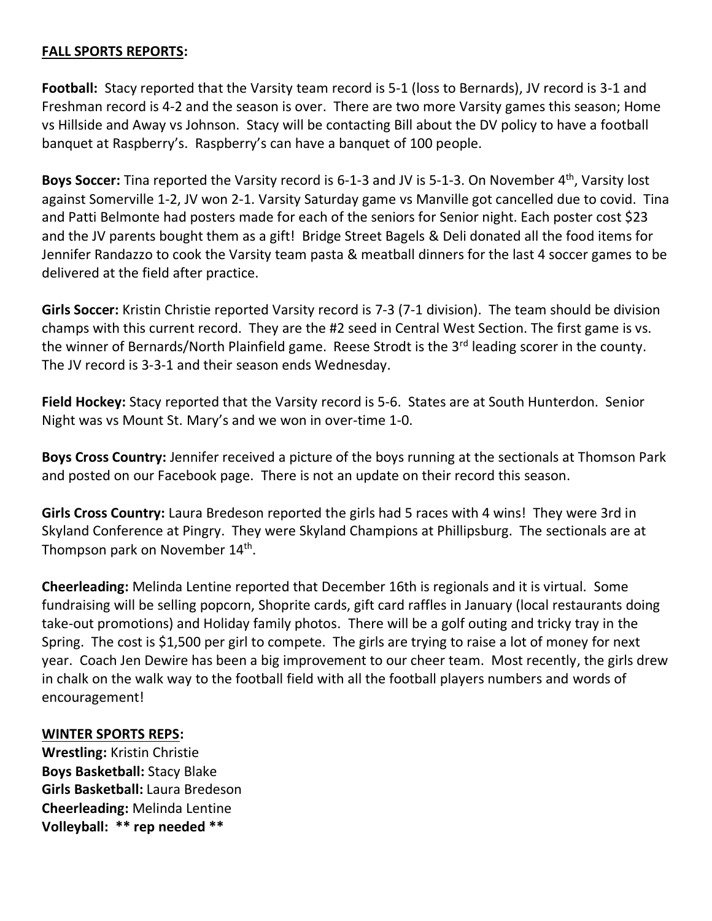**FALL SPORTS REPORTS:**

**Football:** Stacy reported that the Varsity team record is 5-1 (loss to Bernards), JV record is 3-1 and Freshman record is 4-2 and the season is over. There are two more Varsity games this season; Home vs Hillside and Away vs Johnson. Stacy will be contacting Bill about the DV policy to have a football banquet at Raspberry's. Raspberry's can have a banquet of 100 people.

**Boys Soccer:** Tina reported the Varsity record is 6-1-3 and JV is 5-1-3. On November 4th, Varsity lost against Somerville 1-2, JV won 2-1. Varsity Saturday game vs Manville got cancelled due to covid. Tina and Patti Belmonte had posters made for each of the seniors for Senior night. Each poster cost $23 and the JV parents bought them as a gift! Bridge Street Bagels & Deli donated all the food items for Jennifer Randazzo to cook the Varsity team pasta & meatball dinners for the last 4 soccer games to be delivered at the field after practice.

**Girls Soccer:** Kristin Christie reported Varsity record is 7-3 (7-1 division). The team should be division champs with this current record. They are the #2 seed in Central West Section. The first game is vs. the winner of Bernards/North Plainfield game. Reese Strodt is the 3rd leading scorer in the county. The JV record is 3-3-1 and their season ends Wednesday.

**Field Hockey:** Stacy reported that the Varsity record is 5-6. States are at South Hunterdon. Senior Night was vs Mount St. Mary's and we won in over-time 1-0.

**Boys Cross Country:** Jennifer received a picture of the boys running at the sectionals at Thomson Park and posted on our Facebook page. There is not an update on their record this season.

**Girls Cross Country:** Laura Bredeson reported the girls had 5 races with 4 wins! They were 3rd in Skyland Conference at Pingry. They were Skyland Champions at Phillipsburg. The sectionals are at Thompson park on November 14th.

**Cheerleading:** Melinda Lentine reported that December 16th is regionals and it is virtual. Some fundraising will be selling popcorn, Shoprite cards, gift card raffles in January (local restaurants doing take-out promotions) and Holiday family photos. There will be a golf outing and tricky tray in the Spring. The cost is $1,500 per girl to compete. The girls are trying to raise a lot of money for next year. Coach Jen Dewire has been a big improvement to our cheer team. Most recently, the girls drew in chalk on the walk way to the football field with all the football players numbers and words of encouragement!

**WINTER SPORTS REPS:**

**Wrestling:** Kristin Christie
**Boys Basketball:** Stacy Blake
**Girls Basketball:** Laura Bredeson
**Cheerleading:** Melinda Lentine
**Volleyball: ** rep needed ****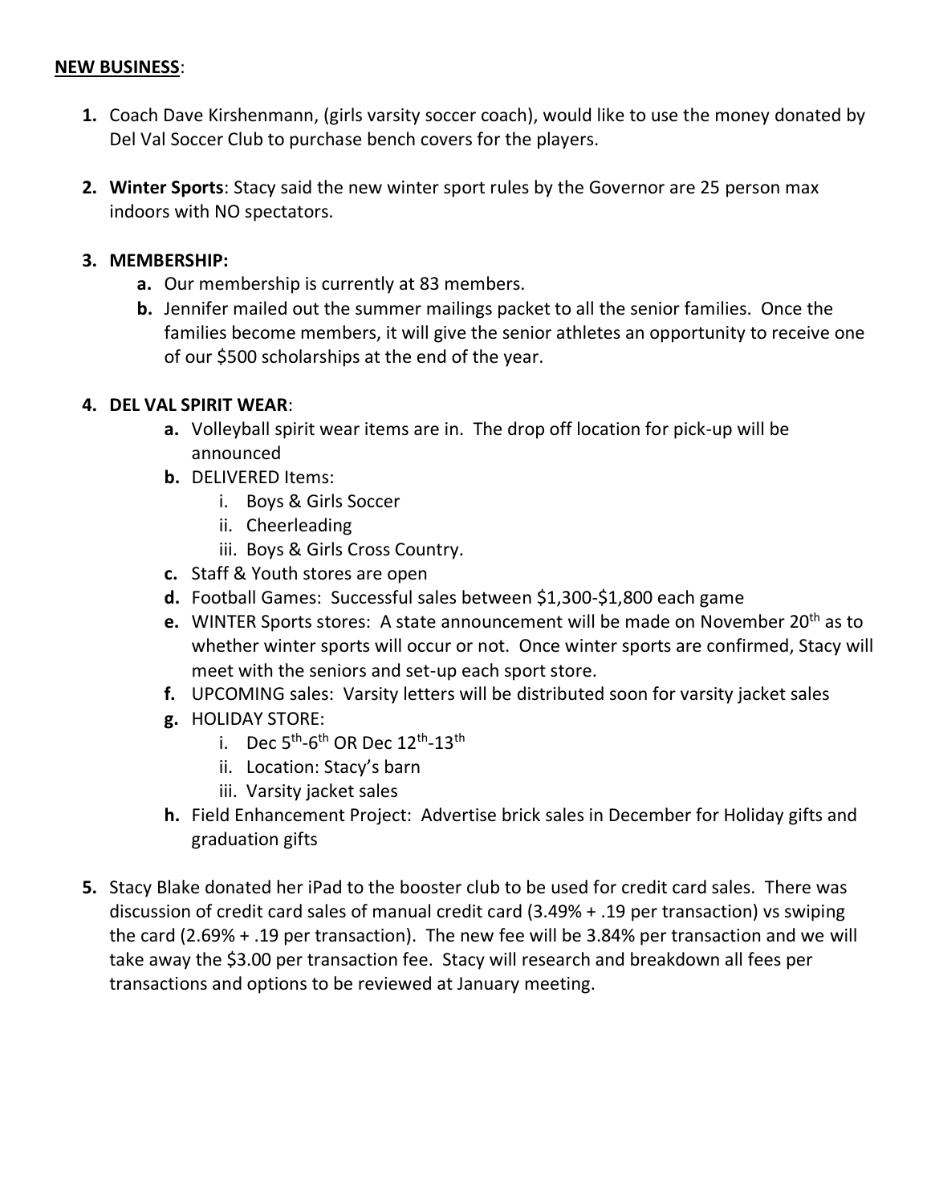**NEW BUSINESS**:

1. Coach Dave Kirshenmann, (girls varsity soccer coach), would like to use the money donated by Del Val Soccer Club to purchase bench covers for the players.

2. **Winter Sports**: Stacy said the new winter sport rules by the Governor are 25 person max indoors with NO spectators.

3. **MEMBERSHIP:**
    a. Our membership is currently at 83 members.
    b. Jennifer mailed out the summer mailings packet to all the senior families. Once the families become members, it will give the senior athletes an opportunity to receive one of our $500 scholarships at the end of the year.

4. **DEL VAL SPIRIT WEAR**:
    a. Volleyball spirit wear items are in. The drop off location for pick-up will be announced
    b. DELIVERED Items:
        i. Boys & Girls Soccer
        ii. Cheerleading
        iii. Boys & Girls Cross Country.
    c. Staff & Youth stores are open
    d. Football Games: Successful sales between $1,300-$1,800 each game
    e. WINTER Sports stores: A state announcement will be made on November 20th as to whether winter sports will occur or not. Once winter sports are confirmed, Stacy will meet with the seniors and set-up each sport store.
    f. UPCOMING sales: Varsity letters will be distributed soon for varsity jacket sales
    g. HOLIDAY STORE:
        i. Dec 5th-6th OR Dec 12th-13th
        ii. Location: Stacy's barn
        iii. Varsity jacket sales
    h. Field Enhancement Project: Advertise brick sales in December for Holiday gifts and graduation gifts

5. Stacy Blake donated her iPad to the booster club to be used for credit card sales. There was discussion of credit card sales of manual credit card (3.49% + .19 per transaction) vs swiping the card (2.69% + .19 per transaction). The new fee will be 3.84% per transaction and we will take away the $3.00 per transaction fee. Stacy will research and breakdown all fees per transactions and options to be reviewed at January meeting.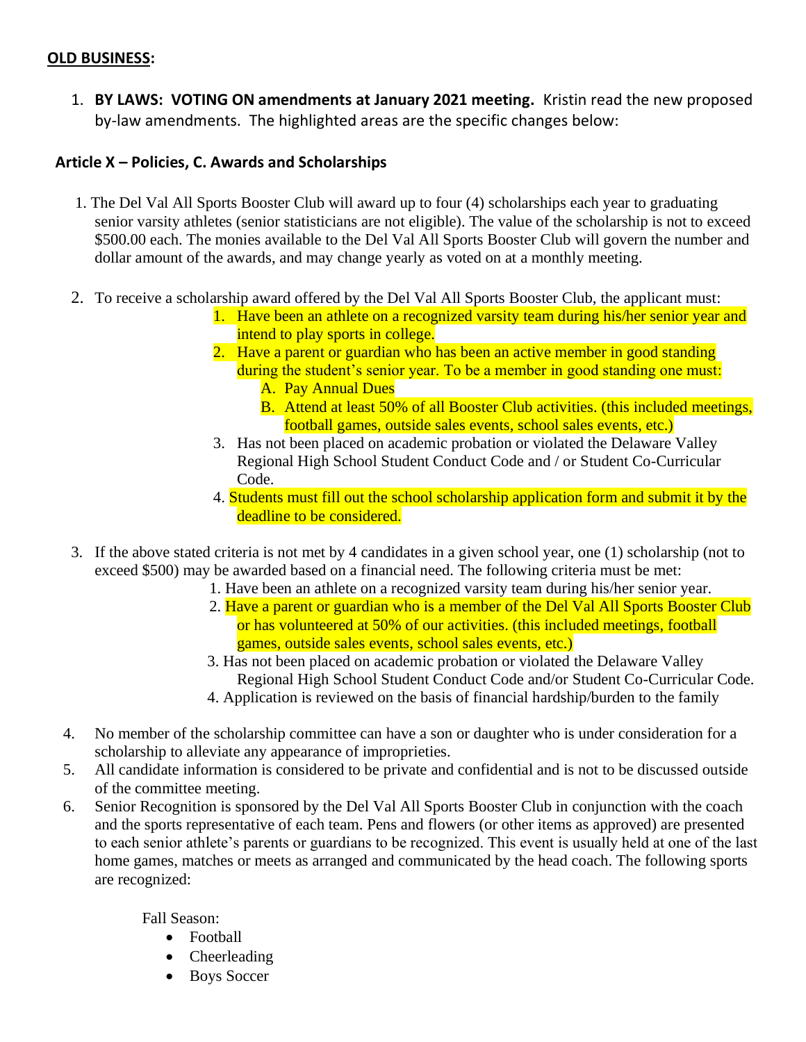**OLD BUSINESS:**

1. **BY LAWS: VOTING ON amendments at January 2021 meeting.** Kristin read the new proposed by-law amendments. The highlighted areas are the specific changes below:

### Article X – Policies, C. Awards and Scholarships

1. The Del Val All Sports Booster Club will award up to four (4) scholarships each year to graduating senior varsity athletes (senior statisticians are not eligible). The value of the scholarship is not to exceed $500.00 each. The monies available to the Del Val All Sports Booster Club will govern the number and dollar amount of the awards, and may change yearly as voted on at a monthly meeting.

2. To receive a scholarship award offered by the Del Val All Sports Booster Club, the applicant must:
    1. Have been an athlete on a recognized varsity team during his/her senior year and intend to play sports in college.
    2. Have a parent or guardian who has been an active member in good standing during the student's senior year. To be a member in good standing one must:
        - A. Pay Annual Dues
        - B. Attend at least 50% of all Booster Club activities. (this included meetings, football games, outside sales events, school sales events, etc.)
    3. Has not been placed on academic probation or violated the Delaware Valley Regional High School Student Conduct Code and / or Student Co-Curricular Code.
    4. Students must fill out the school scholarship application form and submit it by the deadline to be considered.

3. If the above stated criteria is not met by 4 candidates in a given school year, one (1) scholarship (not to exceed $500) may be awarded based on a financial need. The following criteria must be met:
    1. Have been an athlete on a recognized varsity team during his/her senior year.
    2. Have a parent or guardian who is a member of the Del Val All Sports Booster Club or has volunteered at 50% of our activities. (this included meetings, football games, outside sales events, school sales events, etc.)
    3. Has not been placed on academic probation or violated the Delaware Valley Regional High School Student Conduct Code and/or Student Co-Curricular Code.
    4. Application is reviewed on the basis of financial hardship/burden to the family

4. No member of the scholarship committee can have a son or daughter who is under consideration for a scholarship to alleviate any appearance of improprieties.
5. All candidate information is considered to be private and confidential and is not to be discussed outside of the committee meeting.
6. Senior Recognition is sponsored by the Del Val All Sports Booster Club in conjunction with the coach and the sports representative of each team. Pens and flowers (or other items as approved) are presented to each senior athlete's parents or guardians to be recognized. This event is usually held at one of the last home games, matches or meets as arranged and communicated by the head coach. The following sports are recognized:

    Fall Season:
    - Football
    - Cheerleading
    - Boys Soccer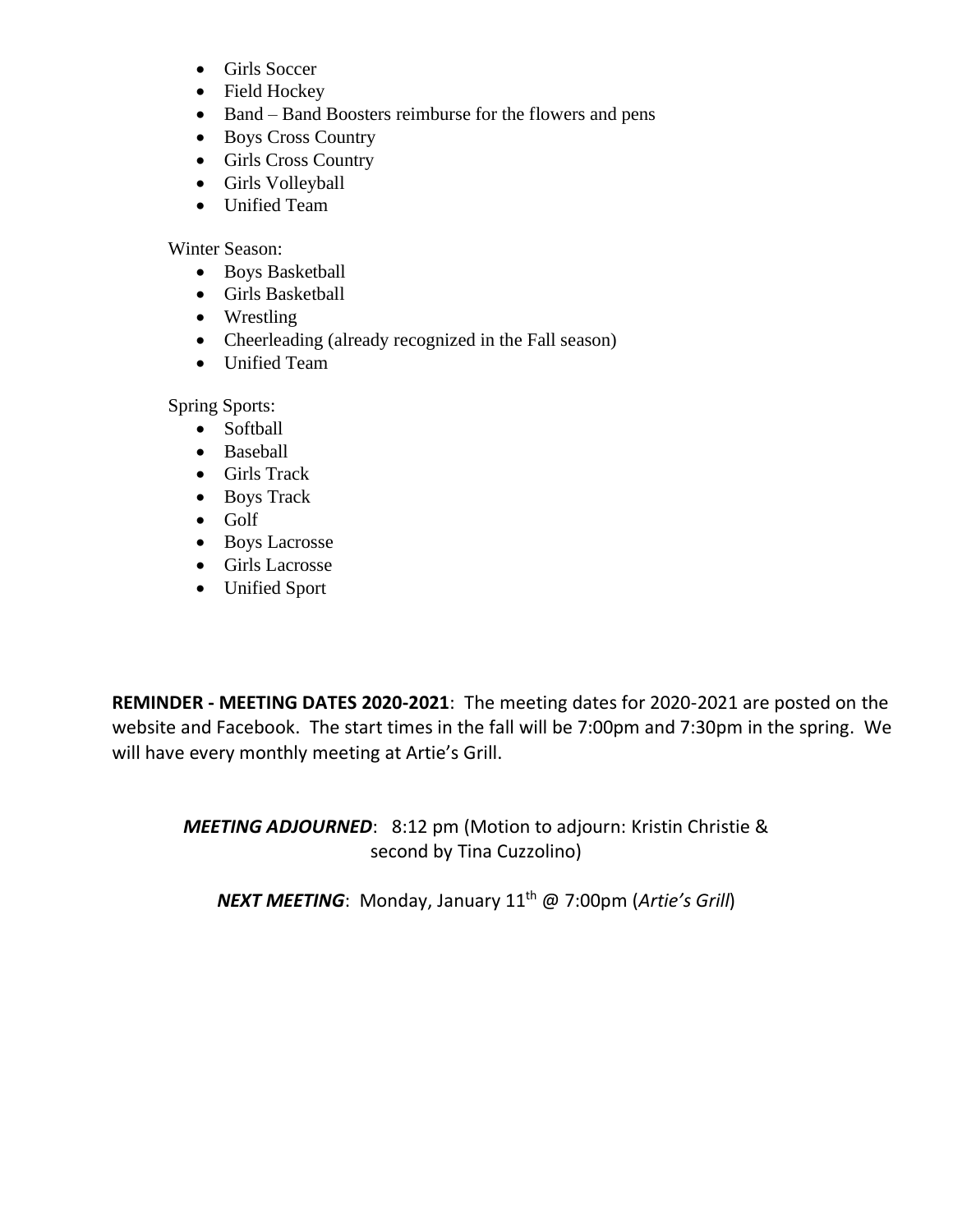- Girls Soccer
- Field Hockey
- Band – Band Boosters reimburse for the flowers and pens
- Boys Cross Country
- Girls Cross Country
- Girls Volleyball
- Unified Team

Winter Season:

- Boys Basketball
- Girls Basketball
- Wrestling
- Cheerleading (already recognized in the Fall season)
- Unified Team

Spring Sports:

- Softball
- Baseball
- Girls Track
- Boys Track
- Golf
- Boys Lacrosse
- Girls Lacrosse
- Unified Sport

**REMINDER - MEETING DATES 2020-2021**: The meeting dates for 2020-2021 are posted on the website and Facebook. The start times in the fall will be 7:00pm and 7:30pm in the spring. We will have every monthly meeting at Artie's Grill.

***MEETING ADJOURNED***: 8:12 pm (Motion to adjourn: Kristin Christie & second by Tina Cuzzolino)

***NEXT MEETING***: Monday, January 11th @ 7:00pm (*Artie's Grill*)